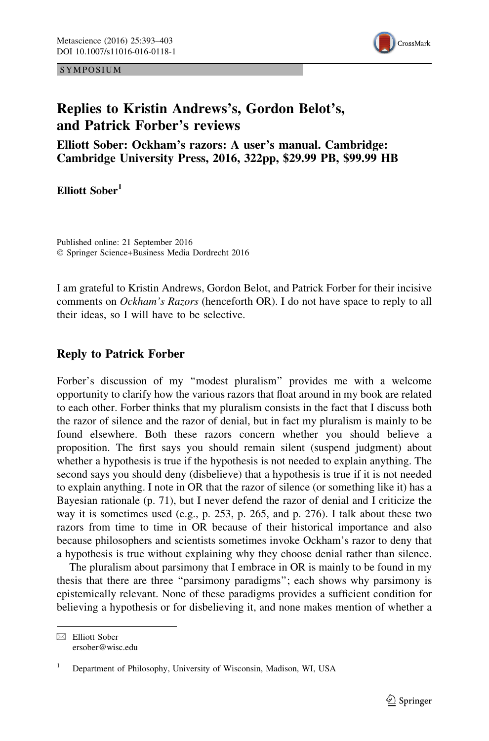SYMPOSIUM

# Replies to Kristin Andrews's, Gordon Belot's, and Patrick Forber's reviews

**Elliott Sober: Ockham's razors: A user's manual. Cambridge: Cambridge University Press, 2016, 322pp, $29.99 PB, $99.99 HB**

**Elliott Sober**[1]

Published online: 21 September 2016
© Springer Science+Business Media Dordrecht 2016

I am grateful to Kristin Andrews, Gordon Belot, and Patrick Forber for their incisive comments on *Ockham's Razors* (henceforth OR). I do not have space to reply to all their ideas, so I will have to be selective.

## Reply to Patrick Forber

Forber's discussion of my "modest pluralism" provides me with a welcome opportunity to clarify how the various razors that float around in my book are related to each other. Forber thinks that my pluralism consists in the fact that I discuss both the razor of silence and the razor of denial, but in fact my pluralism is mainly to be found elsewhere. Both these razors concern whether you should believe a proposition. The first says you should remain silent (suspend judgment) about whether a hypothesis is true if the hypothesis is not needed to explain anything. The second says you should deny (disbelieve) that a hypothesis is true if it is not needed to explain anything. I note in OR that the razor of silence (or something like it) has a Bayesian rationale (p. 71), but I never defend the razor of denial and I criticize the way it is sometimes used (e.g., p. 253, p. 265, and p. 276). I talk about these two razors from time to time in OR because of their historical importance and also because philosophers and scientists sometimes invoke Ockham's razor to deny that a hypothesis is true without explaining why they choose denial rather than silence.

The pluralism about parsimony that I embrace in OR is mainly to be found in my thesis that there are three "parsimony paradigms"; each shows why parsimony is epistemically relevant. None of these paradigms provides a sufficient condition for believing a hypothesis or for disbelieving it, and none makes mention of whether a

---

✉ Elliott Sober
ersober@wisc.edu

[1] Department of Philosophy, University of Wisconsin, Madison, WI, USA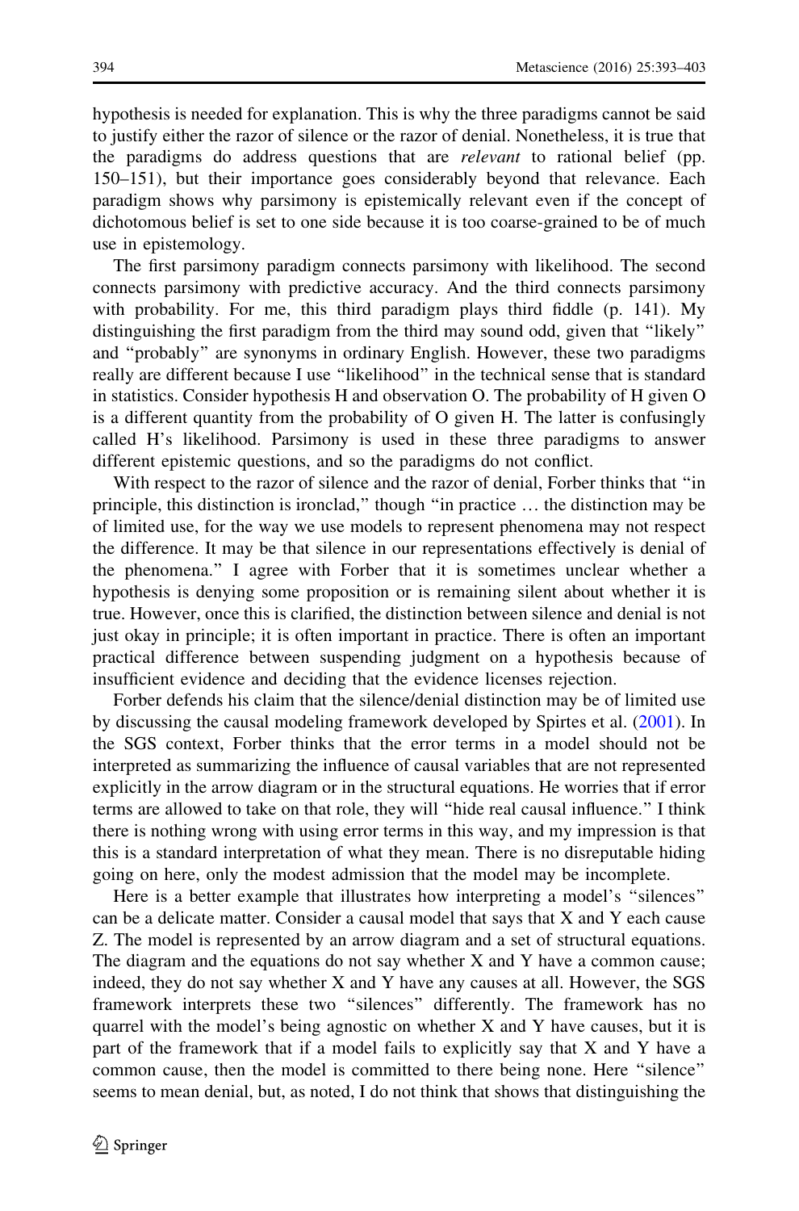hypothesis is needed for explanation. This is why the three paradigms cannot be said to justify either the razor of silence or the razor of denial. Nonetheless, it is true that the paradigms do address questions that are *relevant* to rational belief (pp. 150–151), but their importance goes considerably beyond that relevance. Each paradigm shows why parsimony is epistemically relevant even if the concept of dichotomous belief is set to one side because it is too coarse-grained to be of much use in epistemology.

The first parsimony paradigm connects parsimony with likelihood. The second connects parsimony with predictive accuracy. And the third connects parsimony with probability. For me, this third paradigm plays third fiddle (p. 141). My distinguishing the first paradigm from the third may sound odd, given that "likely" and "probably" are synonyms in ordinary English. However, these two paradigms really are different because I use "likelihood" in the technical sense that is standard in statistics. Consider hypothesis H and observation O. The probability of H given O is a different quantity from the probability of O given H. The latter is confusingly called H's likelihood. Parsimony is used in these three paradigms to answer different epistemic questions, and so the paradigms do not conflict.

With respect to the razor of silence and the razor of denial, Forber thinks that "in principle, this distinction is ironclad," though "in practice … the distinction may be of limited use, for the way we use models to represent phenomena may not respect the difference. It may be that silence in our representations effectively is denial of the phenomena." I agree with Forber that it is sometimes unclear whether a hypothesis is denying some proposition or is remaining silent about whether it is true. However, once this is clarified, the distinction between silence and denial is not just okay in principle; it is often important in practice. There is often an important practical difference between suspending judgment on a hypothesis because of insufficient evidence and deciding that the evidence licenses rejection.

Forber defends his claim that the silence/denial distinction may be of limited use by discussing the causal modeling framework developed by Spirtes et al. (2001). In the SGS context, Forber thinks that the error terms in a model should not be interpreted as summarizing the influence of causal variables that are not represented explicitly in the arrow diagram or in the structural equations. He worries that if error terms are allowed to take on that role, they will "hide real causal influence." I think there is nothing wrong with using error terms in this way, and my impression is that this is a standard interpretation of what they mean. There is no disreputable hiding going on here, only the modest admission that the model may be incomplete.

Here is a better example that illustrates how interpreting a model's "silences" can be a delicate matter. Consider a causal model that says that X and Y each cause Z. The model is represented by an arrow diagram and a set of structural equations. The diagram and the equations do not say whether X and Y have a common cause; indeed, they do not say whether X and Y have any causes at all. However, the SGS framework interprets these two "silences" differently. The framework has no quarrel with the model's being agnostic on whether X and Y have causes, but it is part of the framework that if a model fails to explicitly say that X and Y have a common cause, then the model is committed to there being none. Here "silence" seems to mean denial, but, as noted, I do not think that shows that distinguishing the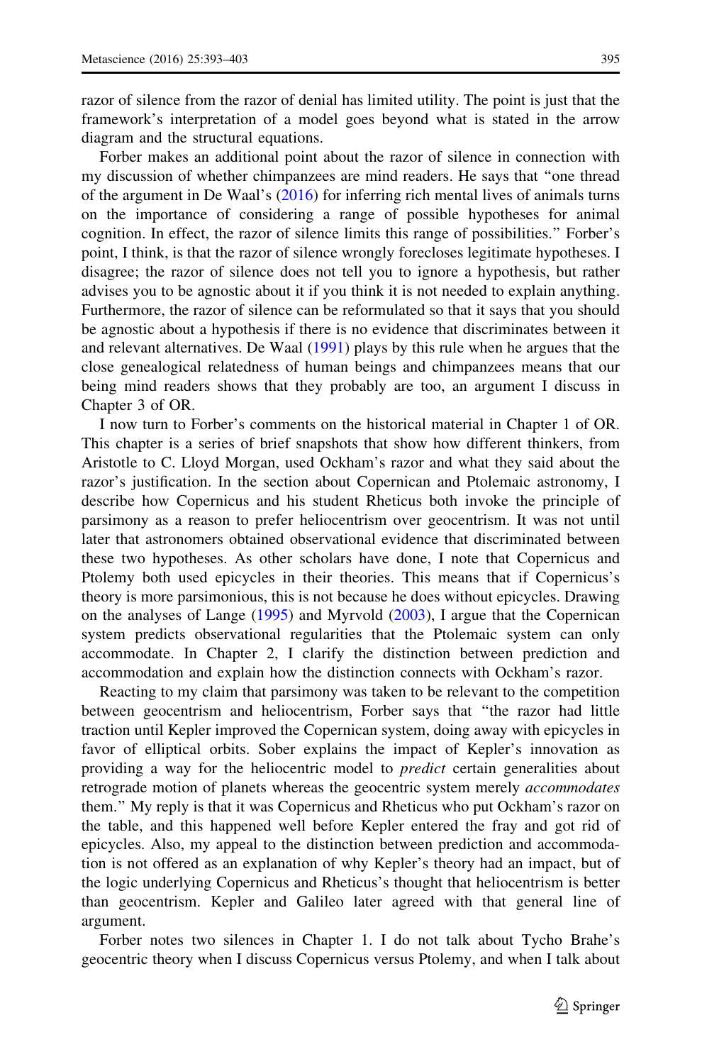razor of silence from the razor of denial has limited utility. The point is just that the framework's interpretation of a model goes beyond what is stated in the arrow diagram and the structural equations.

Forber makes an additional point about the razor of silence in connection with my discussion of whether chimpanzees are mind readers. He says that "one thread of the argument in De Waal's (2016) for inferring rich mental lives of animals turns on the importance of considering a range of possible hypotheses for animal cognition. In effect, the razor of silence limits this range of possibilities." Forber's point, I think, is that the razor of silence wrongly forecloses legitimate hypotheses. I disagree; the razor of silence does not tell you to ignore a hypothesis, but rather advises you to be agnostic about it if you think it is not needed to explain anything. Furthermore, the razor of silence can be reformulated so that it says that you should be agnostic about a hypothesis if there is no evidence that discriminates between it and relevant alternatives. De Waal (1991) plays by this rule when he argues that the close genealogical relatedness of human beings and chimpanzees means that our being mind readers shows that they probably are too, an argument I discuss in Chapter 3 of OR.

I now turn to Forber's comments on the historical material in Chapter 1 of OR. This chapter is a series of brief snapshots that show how different thinkers, from Aristotle to C. Lloyd Morgan, used Ockham's razor and what they said about the razor's justification. In the section about Copernican and Ptolemaic astronomy, I describe how Copernicus and his student Rheticus both invoke the principle of parsimony as a reason to prefer heliocentrism over geocentrism. It was not until later that astronomers obtained observational evidence that discriminated between these two hypotheses. As other scholars have done, I note that Copernicus and Ptolemy both used epicycles in their theories. This means that if Copernicus's theory is more parsimonious, this is not because he does without epicycles. Drawing on the analyses of Lange (1995) and Myrvold (2003), I argue that the Copernican system predicts observational regularities that the Ptolemaic system can only accommodate. In Chapter 2, I clarify the distinction between prediction and accommodation and explain how the distinction connects with Ockham's razor.

Reacting to my claim that parsimony was taken to be relevant to the competition between geocentrism and heliocentrism, Forber says that "the razor had little traction until Kepler improved the Copernican system, doing away with epicycles in favor of elliptical orbits. Sober explains the impact of Kepler's innovation as providing a way for the heliocentric model to *predict* certain generalities about retrograde motion of planets whereas the geocentric system merely *accommodates* them." My reply is that it was Copernicus and Rheticus who put Ockham's razor on the table, and this happened well before Kepler entered the fray and got rid of epicycles. Also, my appeal to the distinction between prediction and accommodation is not offered as an explanation of why Kepler's theory had an impact, but of the logic underlying Copernicus and Rheticus's thought that heliocentrism is better than geocentrism. Kepler and Galileo later agreed with that general line of argument.

Forber notes two silences in Chapter 1. I do not talk about Tycho Brahe's geocentric theory when I discuss Copernicus versus Ptolemy, and when I talk about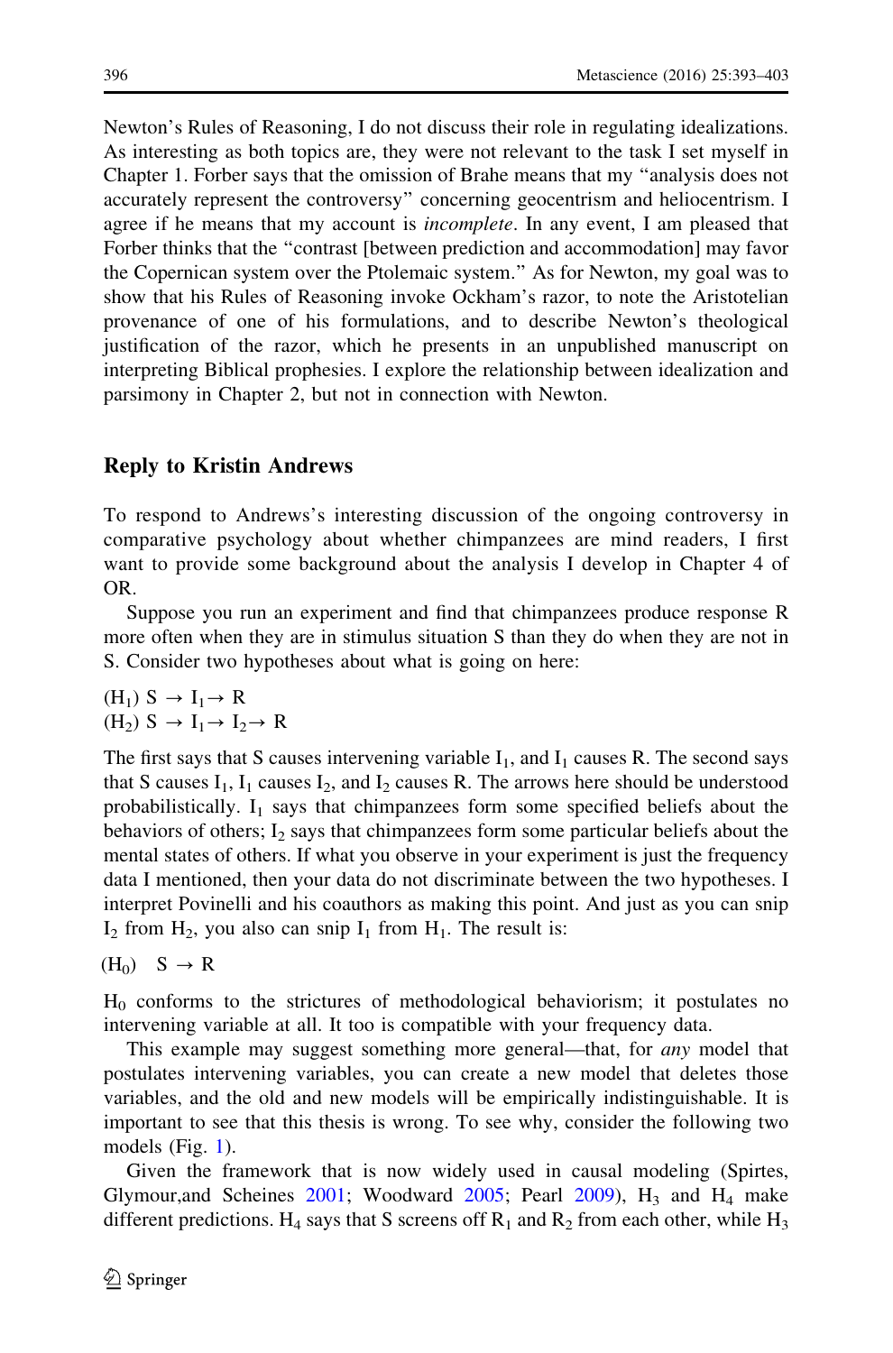Newton's Rules of Reasoning, I do not discuss their role in regulating idealizations. As interesting as both topics are, they were not relevant to the task I set myself in Chapter 1. Forber says that the omission of Brahe means that my "analysis does not accurately represent the controversy" concerning geocentrism and heliocentrism. I agree if he means that my account is *incomplete*. In any event, I am pleased that Forber thinks that the "contrast [between prediction and accommodation] may favor the Copernican system over the Ptolemaic system." As for Newton, my goal was to show that his Rules of Reasoning invoke Ockham's razor, to note the Aristotelian provenance of one of his formulations, and to describe Newton's theological justification of the razor, which he presents in an unpublished manuscript on interpreting Biblical prophesies. I explore the relationship between idealization and parsimony in Chapter 2, but not in connection with Newton.

## Reply to Kristin Andrews

To respond to Andrews's interesting discussion of the ongoing controversy in comparative psychology about whether chimpanzees are mind readers, I first want to provide some background about the analysis I develop in Chapter 4 of OR.

Suppose you run an experiment and find that chimpanzees produce response R more often when they are in stimulus situation S than they do when they are not in S. Consider two hypotheses about what is going on here:

($H_1$) $S \rightarrow I_1 \rightarrow R$
($H_2$) $S \rightarrow I_1 \rightarrow I_2 \rightarrow R$

The first says that S causes intervening variable $I_1$, and $I_1$ causes R. The second says that S causes $I_1$, $I_1$ causes $I_2$, and $I_2$ causes R. The arrows here should be understood probabilistically. $I_1$ says that chimpanzees form some specified beliefs about the behaviors of others; $I_2$ says that chimpanzees form some particular beliefs about the mental states of others. If what you observe in your experiment is just the frequency data I mentioned, then your data do not discriminate between the two hypotheses. I interpret Povinelli and his coauthors as making this point. And just as you can snip $I_2$ from $H_2$, you also can snip $I_1$ from $H_1$. The result is:

($H_0$) $S \rightarrow R$

$H_0$ conforms to the strictures of methodological behaviorism; it postulates no intervening variable at all. It too is compatible with your frequency data.

This example may suggest something more general—that, for *any* model that postulates intervening variables, you can create a new model that deletes those variables, and the old and new models will be empirically indistinguishable. It is important to see that this thesis is wrong. To see why, consider the following two models (Fig. 1).

Given the framework that is now widely used in causal modeling (Spirtes, Glymour,and Scheines 2001; Woodward 2005; Pearl 2009), $H_3$ and $H_4$ make different predictions. $H_4$ says that S screens off $R_1$ and $R_2$ from each other, while $H_3$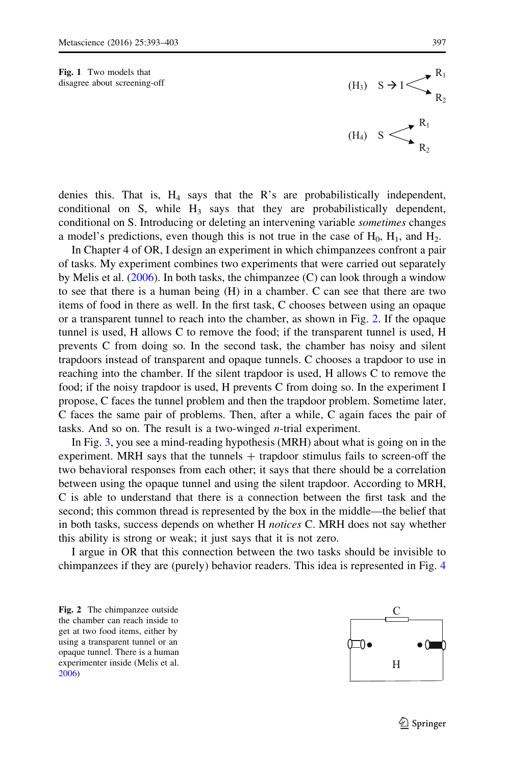Fig. 1 Two models that disagree about screening-off

$$(H_3)\quad S \rightarrow I \;\langle\; R_1,\ R_2$$

$$(H_4)\quad S \;\langle\; R_1,\ R_2$$

denies this. That is, $H_4$ says that the R's are probabilistically independent, conditional on S, while $H_3$ says that they are probabilistically dependent, conditional on S. Introducing or deleting an intervening variable *sometimes* changes a model's predictions, even though this is not true in the case of $H_0$, $H_1$, and $H_2$.

In Chapter 4 of OR, I design an experiment in which chimpanzees confront a pair of tasks. My experiment combines two experiments that were carried out separately by Melis et al. (2006). In both tasks, the chimpanzee (C) can look through a window to see that there is a human being (H) in a chamber. C can see that there are two items of food in there as well. In the first task, C chooses between using an opaque or a transparent tunnel to reach into the chamber, as shown in Fig. 2. If the opaque tunnel is used, H allows C to remove the food; if the transparent tunnel is used, H prevents C from doing so. In the second task, the chamber has noisy and silent trapdoors instead of transparent and opaque tunnels. C chooses a trapdoor to use in reaching into the chamber. If the silent trapdoor is used, H allows C to remove the food; if the noisy trapdoor is used, H prevents C from doing so. In the experiment I propose, C faces the tunnel problem and then the trapdoor problem. Sometime later, C faces the same pair of problems. Then, after a while, C again faces the pair of tasks. And so on. The result is a two-winged *n*-trial experiment.

In Fig. 3, you see a mind-reading hypothesis (MRH) about what is going on in the experiment. MRH says that the tunnels + trapdoor stimulus fails to screen-off the two behavioral responses from each other; it says that there should be a correlation between using the opaque tunnel and using the silent trapdoor. According to MRH, C is able to understand that there is a connection between the first task and the second; this common thread is represented by the box in the middle—the belief that in both tasks, success depends on whether H *notices* C. MRH does not say whether this ability is strong or weak; it just says that it is not zero.

I argue in OR that this connection between the two tasks should be invisible to chimpanzees if they are (purely) behavior readers. This idea is represented in Fig. 4

Fig. 2 The chimpanzee outside the chamber can reach inside to get at two food items, either by using a transparent tunnel or an opaque tunnel. There is a human experimenter inside (Melis et al. 2006)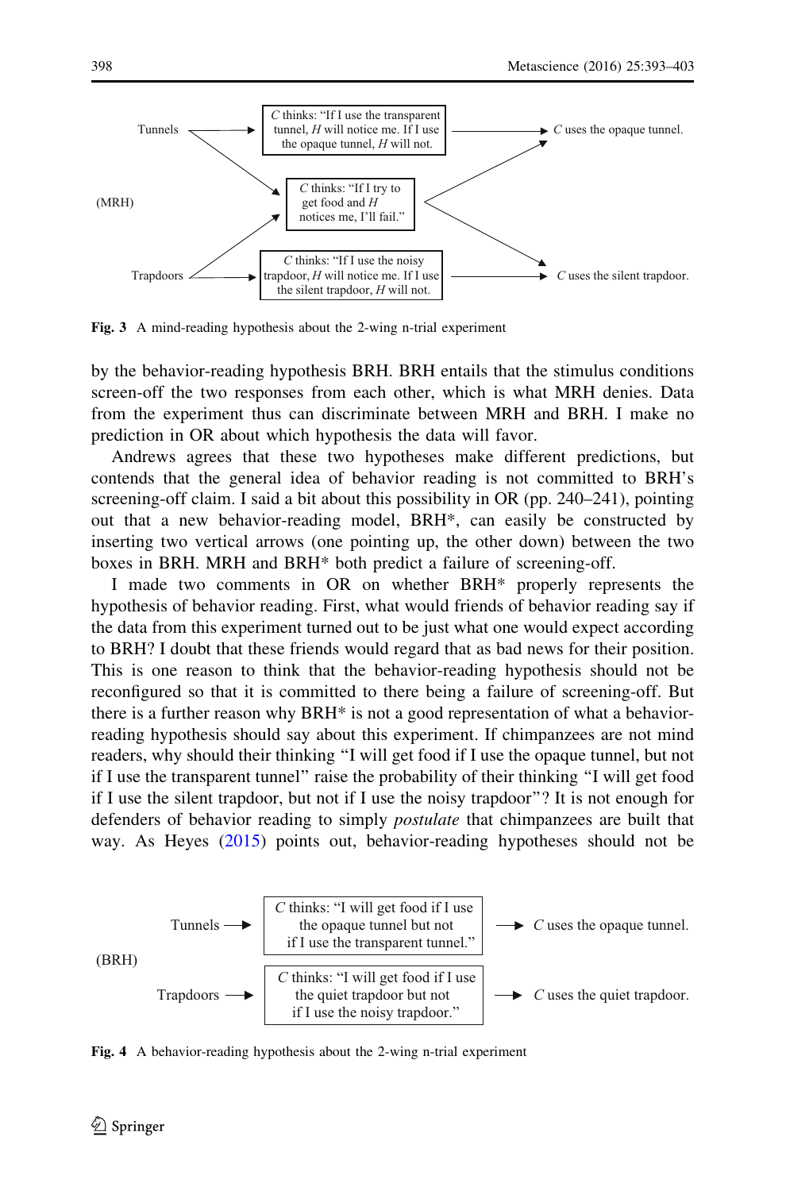Tunnels

(MRH)

Trapdoors

C thinks: "If I use the transparent tunnel, H will notice me. If I use the opaque tunnel, H will not.

C thinks: "If I try to get food and H notices me, I'll fail."

C thinks: "If I use the noisy trapdoor, H will notice me. If I use the silent trapdoor, H will not.

C uses the opaque tunnel.

C uses the silent trapdoor.

**Fig. 3** A mind-reading hypothesis about the 2-wing n-trial experiment

by the behavior-reading hypothesis BRH. BRH entails that the stimulus conditions screen-off the two responses from each other, which is what MRH denies. Data from the experiment thus can discriminate between MRH and BRH. I make no prediction in OR about which hypothesis the data will favor.

Andrews agrees that these two hypotheses make different predictions, but contends that the general idea of behavior reading is not committed to BRH's screening-off claim. I said a bit about this possibility in OR (pp. 240–241), pointing out that a new behavior-reading model, BRH*, can easily be constructed by inserting two vertical arrows (one pointing up, the other down) between the two boxes in BRH. MRH and BRH* both predict a failure of screening-off.

I made two comments in OR on whether BRH* properly represents the hypothesis of behavior reading. First, what would friends of behavior reading say if the data from this experiment turned out to be just what one would expect according to BRH? I doubt that these friends would regard that as bad news for their position. This is one reason to think that the behavior-reading hypothesis should not be reconfigured so that it is committed to there being a failure of screening-off. But there is a further reason why BRH* is not a good representation of what a behavior-reading hypothesis should say about this experiment. If chimpanzees are not mind readers, why should their thinking "I will get food if I use the opaque tunnel, but not if I use the transparent tunnel" raise the probability of their thinking "I will get food if I use the silent trapdoor, but not if I use the noisy trapdoor"? It is not enough for defenders of behavior reading to simply *postulate* that chimpanzees are built that way. As Heyes (2015) points out, behavior-reading hypotheses should not be

Tunnels

(BRH)

Trapdoors

C thinks: "I will get food if I use the opaque tunnel but not if I use the transparent tunnel."

C thinks: "I will get food if I use the quiet trapdoor but not if I use the noisy trapdoor."

C uses the opaque tunnel.

C uses the quiet trapdoor.

**Fig. 4** A behavior-reading hypothesis about the 2-wing n-trial experiment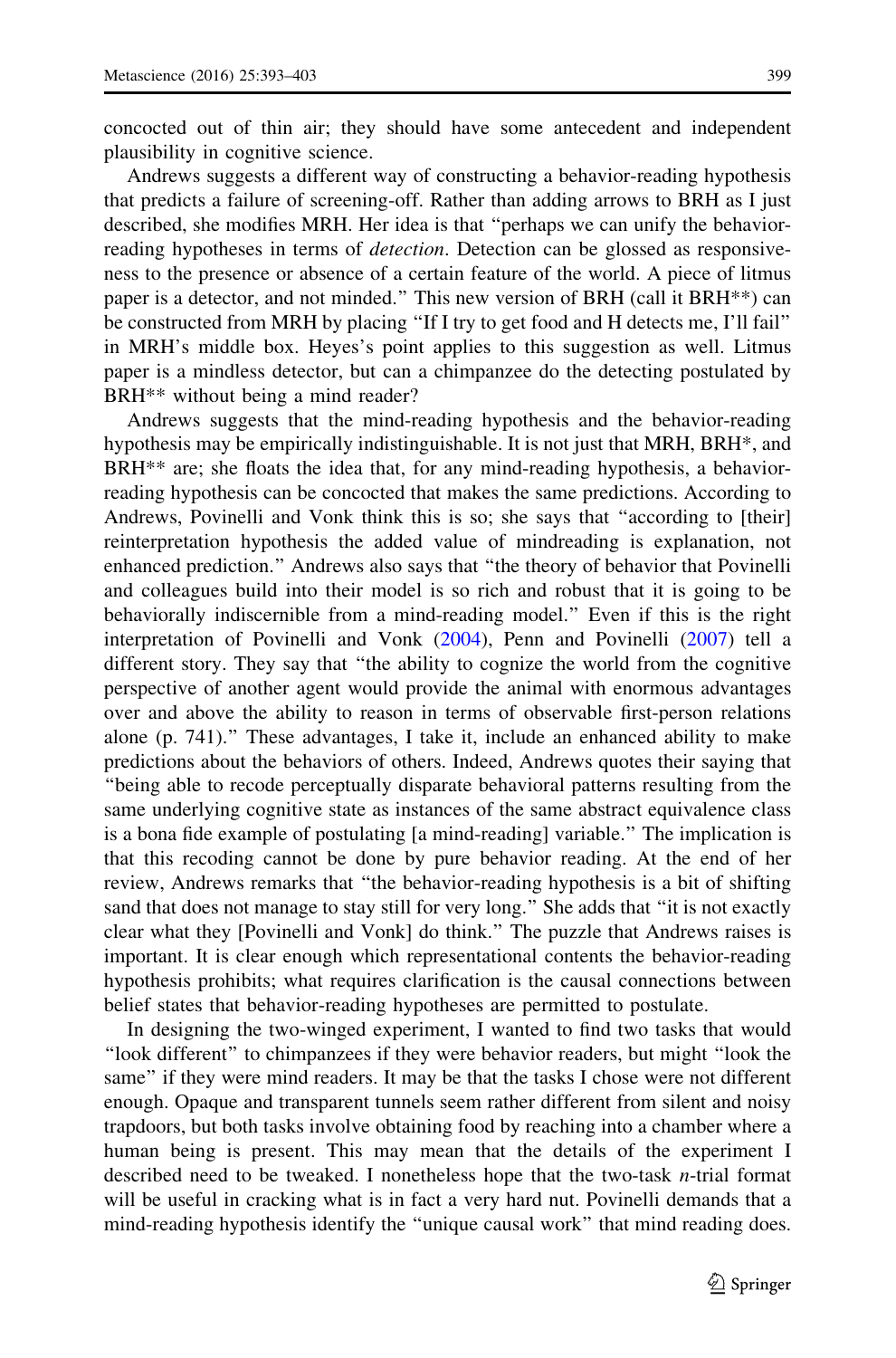concocted out of thin air; they should have some antecedent and independent plausibility in cognitive science.

Andrews suggests a different way of constructing a behavior-reading hypothesis that predicts a failure of screening-off. Rather than adding arrows to BRH as I just described, she modifies MRH. Her idea is that "perhaps we can unify the behavior-reading hypotheses in terms of *detection*. Detection can be glossed as responsiveness to the presence or absence of a certain feature of the world. A piece of litmus paper is a detector, and not minded." This new version of BRH (call it BRH**) can be constructed from MRH by placing "If I try to get food and H detects me, I'll fail" in MRH's middle box. Heyes's point applies to this suggestion as well. Litmus paper is a mindless detector, but can a chimpanzee do the detecting postulated by BRH** without being a mind reader?

Andrews suggests that the mind-reading hypothesis and the behavior-reading hypothesis may be empirically indistinguishable. It is not just that MRH, BRH*, and BRH** are; she floats the idea that, for any mind-reading hypothesis, a behavior-reading hypothesis can be concocted that makes the same predictions. According to Andrews, Povinelli and Vonk think this is so; she says that "according to [their] reinterpretation hypothesis the added value of mindreading is explanation, not enhanced prediction." Andrews also says that "the theory of behavior that Povinelli and colleagues build into their model is so rich and robust that it is going to be behaviorally indiscernible from a mind-reading model." Even if this is the right interpretation of Povinelli and Vonk (2004), Penn and Povinelli (2007) tell a different story. They say that "the ability to cognize the world from the cognitive perspective of another agent would provide the animal with enormous advantages over and above the ability to reason in terms of observable first-person relations alone (p. 741)." These advantages, I take it, include an enhanced ability to make predictions about the behaviors of others. Indeed, Andrews quotes their saying that "being able to recode perceptually disparate behavioral patterns resulting from the same underlying cognitive state as instances of the same abstract equivalence class is a bona fide example of postulating [a mind-reading] variable." The implication is that this recoding cannot be done by pure behavior reading. At the end of her review, Andrews remarks that "the behavior-reading hypothesis is a bit of shifting sand that does not manage to stay still for very long." She adds that "it is not exactly clear what they [Povinelli and Vonk] do think." The puzzle that Andrews raises is important. It is clear enough which representational contents the behavior-reading hypothesis prohibits; what requires clarification is the causal connections between belief states that behavior-reading hypotheses are permitted to postulate.

In designing the two-winged experiment, I wanted to find two tasks that would "look different" to chimpanzees if they were behavior readers, but might "look the same" if they were mind readers. It may be that the tasks I chose were not different enough. Opaque and transparent tunnels seem rather different from silent and noisy trapdoors, but both tasks involve obtaining food by reaching into a chamber where a human being is present. This may mean that the details of the experiment I described need to be tweaked. I nonetheless hope that the two-task $n$-trial format will be useful in cracking what is in fact a very hard nut. Povinelli demands that a mind-reading hypothesis identify the "unique causal work" that mind reading does.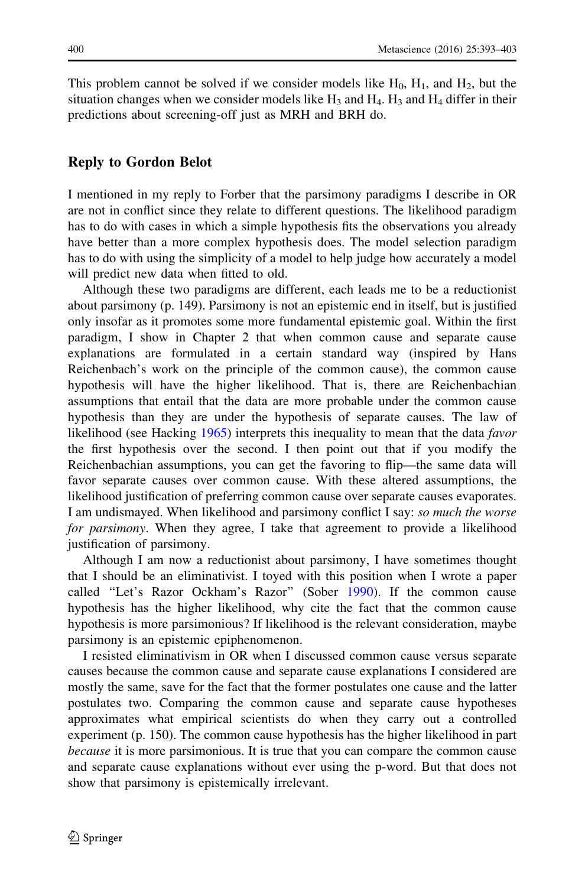This problem cannot be solved if we consider models like $H_0$, $H_1$, and $H_2$, but the situation changes when we consider models like $H_3$ and $H_4$. $H_3$ and $H_4$ differ in their predictions about screening-off just as MRH and BRH do.

## Reply to Gordon Belot

I mentioned in my reply to Forber that the parsimony paradigms I describe in OR are not in conflict since they relate to different questions. The likelihood paradigm has to do with cases in which a simple hypothesis fits the observations you already have better than a more complex hypothesis does. The model selection paradigm has to do with using the simplicity of a model to help judge how accurately a model will predict new data when fitted to old.

Although these two paradigms are different, each leads me to be a reductionist about parsimony (p. 149). Parsimony is not an epistemic end in itself, but is justified only insofar as it promotes some more fundamental epistemic goal. Within the first paradigm, I show in Chapter 2 that when common cause and separate cause explanations are formulated in a certain standard way (inspired by Hans Reichenbach's work on the principle of the common cause), the common cause hypothesis will have the higher likelihood. That is, there are Reichenbachian assumptions that entail that the data are more probable under the common cause hypothesis than they are under the hypothesis of separate causes. The law of likelihood (see Hacking 1965) interprets this inequality to mean that the data *favor* the first hypothesis over the second. I then point out that if you modify the Reichenbachian assumptions, you can get the favoring to flip—the same data will favor separate causes over common cause. With these altered assumptions, the likelihood justification of preferring common cause over separate causes evaporates. I am undismayed. When likelihood and parsimony conflict I say: *so much the worse for parsimony*. When they agree, I take that agreement to provide a likelihood justification of parsimony.

Although I am now a reductionist about parsimony, I have sometimes thought that I should be an eliminativist. I toyed with this position when I wrote a paper called "Let's Razor Ockham's Razor" (Sober 1990). If the common cause hypothesis has the higher likelihood, why cite the fact that the common cause hypothesis is more parsimonious? If likelihood is the relevant consideration, maybe parsimony is an epistemic epiphenomenon.

I resisted eliminativism in OR when I discussed common cause versus separate causes because the common cause and separate cause explanations I considered are mostly the same, save for the fact that the former postulates one cause and the latter postulates two. Comparing the common cause and separate cause hypotheses approximates what empirical scientists do when they carry out a controlled experiment (p. 150). The common cause hypothesis has the higher likelihood in part *because* it is more parsimonious. It is true that you can compare the common cause and separate cause explanations without ever using the p-word. But that does not show that parsimony is epistemically irrelevant.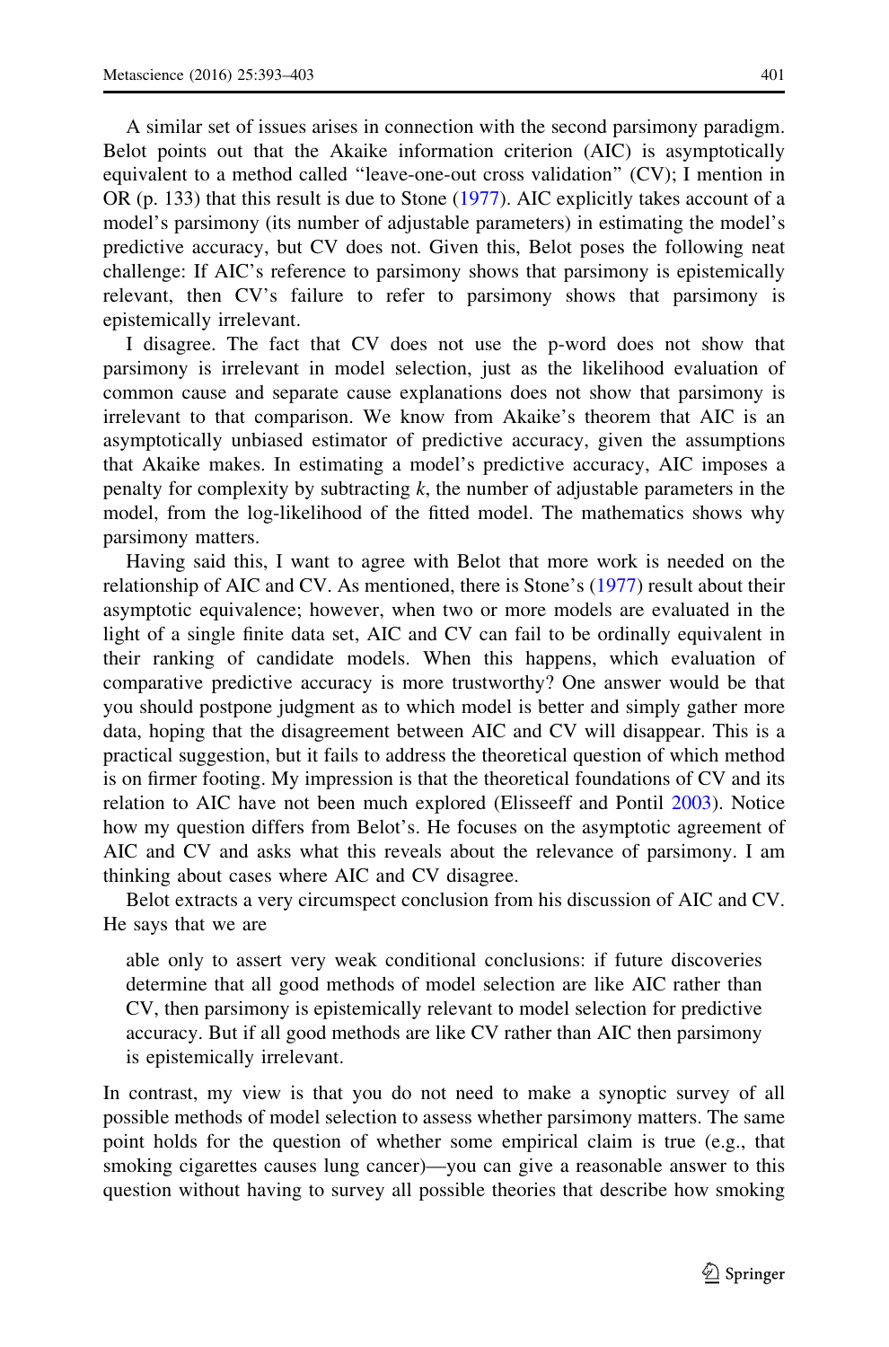A similar set of issues arises in connection with the second parsimony paradigm. Belot points out that the Akaike information criterion (AIC) is asymptotically equivalent to a method called "leave-one-out cross validation" (CV); I mention in OR (p. 133) that this result is due to Stone (1977). AIC explicitly takes account of a model's parsimony (its number of adjustable parameters) in estimating the model's predictive accuracy, but CV does not. Given this, Belot poses the following neat challenge: If AIC's reference to parsimony shows that parsimony is epistemically relevant, then CV's failure to refer to parsimony shows that parsimony is epistemically irrelevant.

I disagree. The fact that CV does not use the p-word does not show that parsimony is irrelevant in model selection, just as the likelihood evaluation of common cause and separate cause explanations does not show that parsimony is irrelevant to that comparison. We know from Akaike's theorem that AIC is an asymptotically unbiased estimator of predictive accuracy, given the assumptions that Akaike makes. In estimating a model's predictive accuracy, AIC imposes a penalty for complexity by subtracting $k$, the number of adjustable parameters in the model, from the log-likelihood of the fitted model. The mathematics shows why parsimony matters.

Having said this, I want to agree with Belot that more work is needed on the relationship of AIC and CV. As mentioned, there is Stone's (1977) result about their asymptotic equivalence; however, when two or more models are evaluated in the light of a single finite data set, AIC and CV can fail to be ordinally equivalent in their ranking of candidate models. When this happens, which evaluation of comparative predictive accuracy is more trustworthy? One answer would be that you should postpone judgment as to which model is better and simply gather more data, hoping that the disagreement between AIC and CV will disappear. This is a practical suggestion, but it fails to address the theoretical question of which method is on firmer footing. My impression is that the theoretical foundations of CV and its relation to AIC have not been much explored (Elisseeff and Pontil 2003). Notice how my question differs from Belot's. He focuses on the asymptotic agreement of AIC and CV and asks what this reveals about the relevance of parsimony. I am thinking about cases where AIC and CV disagree.

Belot extracts a very circumspect conclusion from his discussion of AIC and CV. He says that we are

> able only to assert very weak conditional conclusions: if future discoveries determine that all good methods of model selection are like AIC rather than CV, then parsimony is epistemically relevant to model selection for predictive accuracy. But if all good methods are like CV rather than AIC then parsimony is epistemically irrelevant.

In contrast, my view is that you do not need to make a synoptic survey of all possible methods of model selection to assess whether parsimony matters. The same point holds for the question of whether some empirical claim is true (e.g., that smoking cigarettes causes lung cancer)—you can give a reasonable answer to this question without having to survey all possible theories that describe how smoking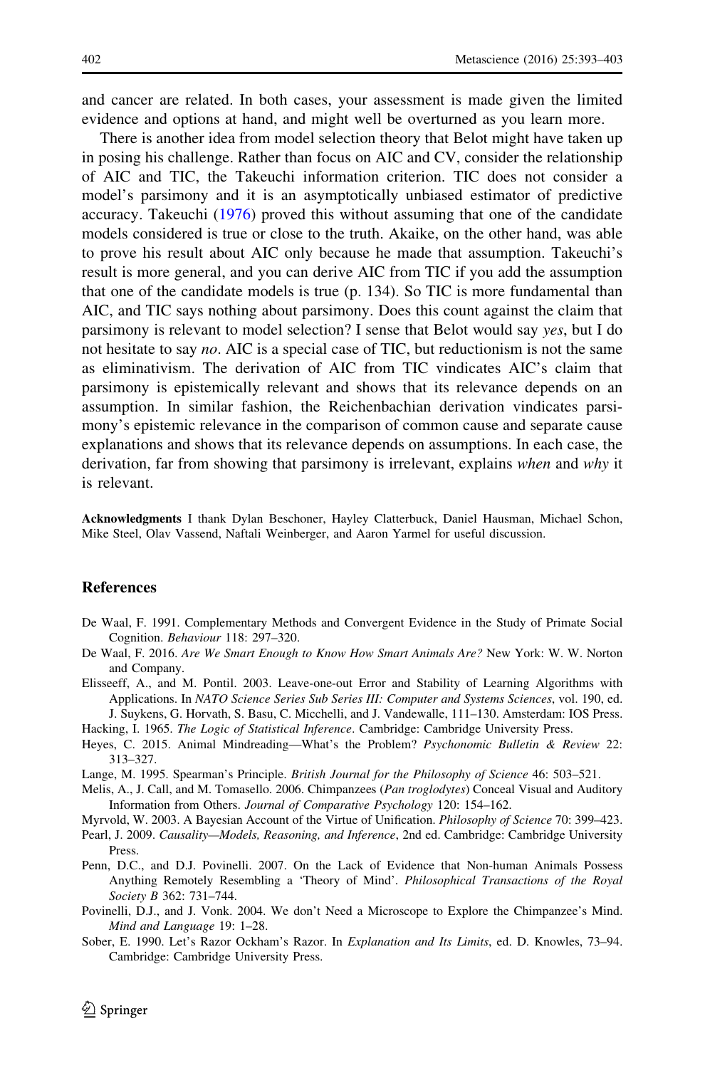and cancer are related. In both cases, your assessment is made given the limited evidence and options at hand, and might well be overturned as you learn more.

There is another idea from model selection theory that Belot might have taken up in posing his challenge. Rather than focus on AIC and CV, consider the relationship of AIC and TIC, the Takeuchi information criterion. TIC does not consider a model's parsimony and it is an asymptotically unbiased estimator of predictive accuracy. Takeuchi (1976) proved this without assuming that one of the candidate models considered is true or close to the truth. Akaike, on the other hand, was able to prove his result about AIC only because he made that assumption. Takeuchi's result is more general, and you can derive AIC from TIC if you add the assumption that one of the candidate models is true (p. 134). So TIC is more fundamental than AIC, and TIC says nothing about parsimony. Does this count against the claim that parsimony is relevant to model selection? I sense that Belot would say *yes*, but I do not hesitate to say *no*. AIC is a special case of TIC, but reductionism is not the same as eliminativism. The derivation of AIC from TIC vindicates AIC's claim that parsimony is epistemically relevant and shows that its relevance depends on an assumption. In similar fashion, the Reichenbachian derivation vindicates parsimony's epistemic relevance in the comparison of common cause and separate cause explanations and shows that its relevance depends on assumptions. In each case, the derivation, far from showing that parsimony is irrelevant, explains *when* and *why* it is relevant.

**Acknowledgments** I thank Dylan Beschoner, Hayley Clatterbuck, Daniel Hausman, Michael Schon, Mike Steel, Olav Vassend, Naftali Weinberger, and Aaron Yarmel for useful discussion.

## References

De Waal, F. 1991. Complementary Methods and Convergent Evidence in the Study of Primate Social Cognition. *Behaviour* 118: 297–320.

De Waal, F. 2016. *Are We Smart Enough to Know How Smart Animals Are?* New York: W. W. Norton and Company.

Elisseeff, A., and M. Pontil. 2003. Leave-one-out Error and Stability of Learning Algorithms with Applications. In *NATO Science Series Sub Series III: Computer and Systems Sciences*, vol. 190, ed. J. Suykens, G. Horvath, S. Basu, C. Micchelli, and J. Vandewalle, 111–130. Amsterdam: IOS Press.

Hacking, I. 1965. *The Logic of Statistical Inference*. Cambridge: Cambridge University Press.

Heyes, C. 2015. Animal Mindreading—What's the Problem? *Psychonomic Bulletin & Review* 22: 313–327.

Lange, M. 1995. Spearman's Principle. *British Journal for the Philosophy of Science* 46: 503–521.

Melis, A., J. Call, and M. Tomasello. 2006. Chimpanzees (*Pan troglodytes*) Conceal Visual and Auditory Information from Others. *Journal of Comparative Psychology* 120: 154–162.

Myrvold, W. 2003. A Bayesian Account of the Virtue of Unification. *Philosophy of Science* 70: 399–423.

Pearl, J. 2009. *Causality—Models, Reasoning, and Inference*, 2nd ed. Cambridge: Cambridge University Press.

Penn, D.C., and D.J. Povinelli. 2007. On the Lack of Evidence that Non-human Animals Possess Anything Remotely Resembling a 'Theory of Mind'. *Philosophical Transactions of the Royal Society B* 362: 731–744.

Povinelli, D.J., and J. Vonk. 2004. We don't Need a Microscope to Explore the Chimpanzee's Mind. *Mind and Language* 19: 1–28.

Sober, E. 1990. Let's Razor Ockham's Razor. In *Explanation and Its Limits*, ed. D. Knowles, 73–94. Cambridge: Cambridge University Press.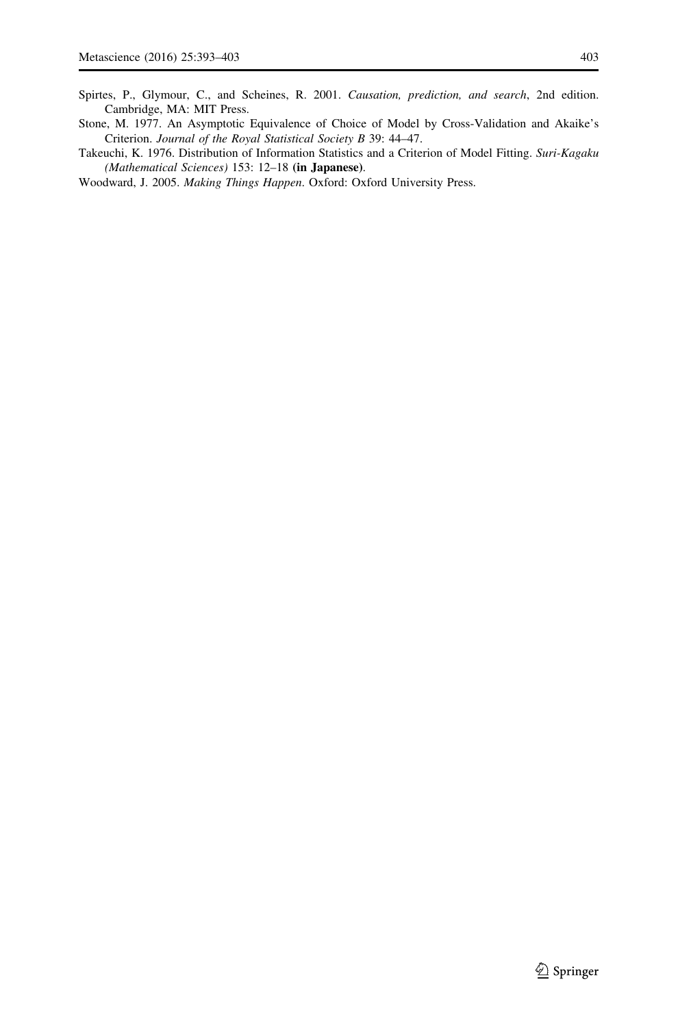Spirtes, P., Glymour, C., and Scheines, R. 2001. *Causation, prediction, and search*, 2nd edition. Cambridge, MA: MIT Press.

Stone, M. 1977. An Asymptotic Equivalence of Choice of Model by Cross-Validation and Akaike's Criterion. *Journal of the Royal Statistical Society B* 39: 44–47.

Takeuchi, K. 1976. Distribution of Information Statistics and a Criterion of Model Fitting. *Suri-Kagaku (Mathematical Sciences)* 153: 12–18 **(in Japanese)**.

Woodward, J. 2005. *Making Things Happen*. Oxford: Oxford University Press.